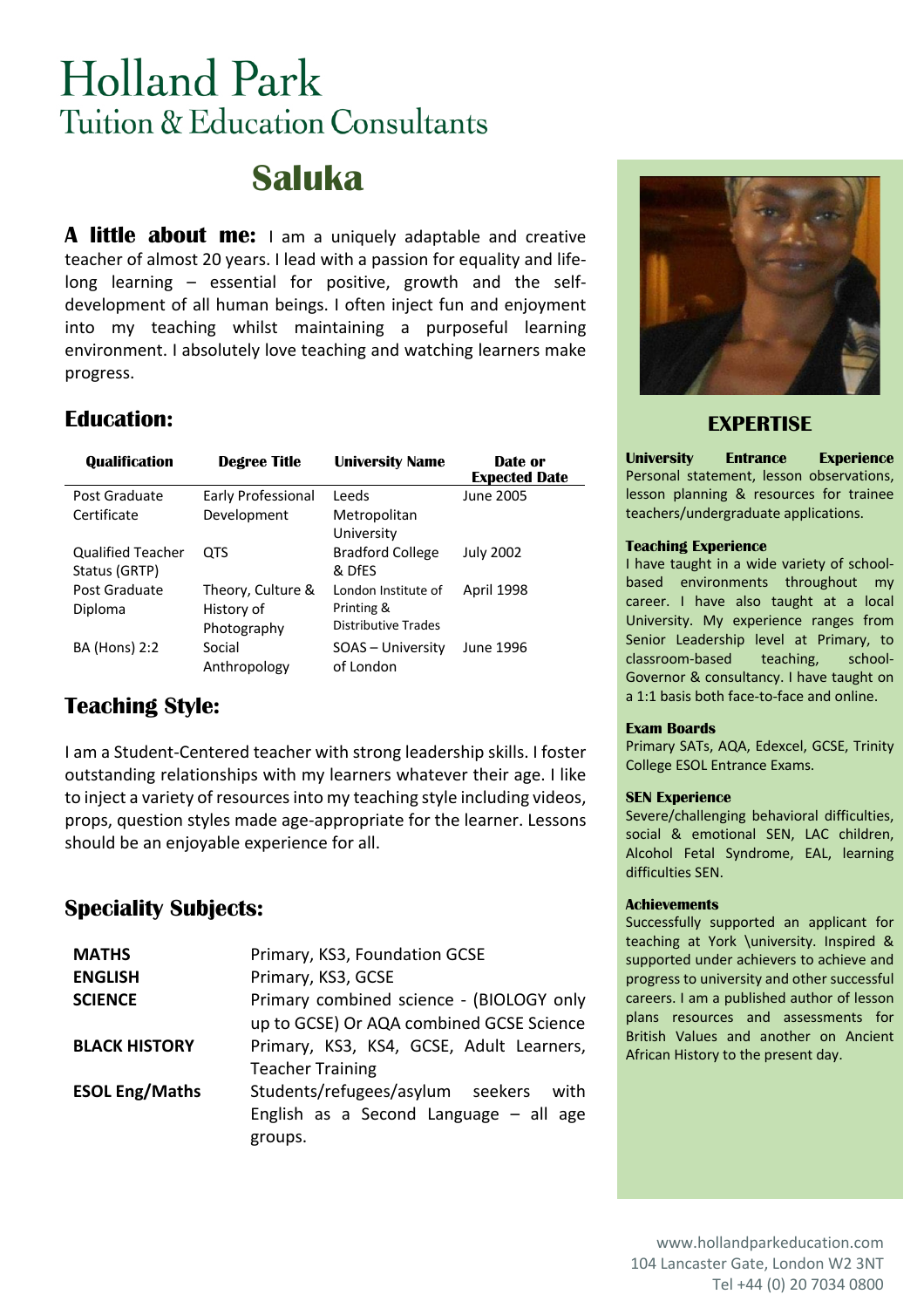# Holland Park
## Tuition & Education Consultants

# Saluka

**A little about me:** I am a uniquely adaptable and creative teacher of almost 20 years. I lead with a passion for equality and life-long learning – essential for positive, growth and the self-development of all human beings. I often inject fun and enjoyment into my teaching whilst maintaining a purposeful learning environment. I absolutely love teaching and watching learners make progress.

## Education:

| Qualification | Degree Title | University Name | Date or Expected Date |
|---|---|---|---|
| Post Graduate Certificate | Early Professional Development | Leeds Metropolitan University | June 2005 |
| Qualified Teacher Status (GRTP) | QTS | Bradford College & DfES | July 2002 |
| Post Graduate Diploma | Theory, Culture & History of Photography | London Institute of Printing & Distributive Trades | April 1998 |
| BA (Hons) 2:2 | Social Anthropology | SOAS – University of London | June 1996 |

## Teaching Style:

I am a Student-Centered teacher with strong leadership skills. I foster outstanding relationships with my learners whatever their age. I like to inject a variety of resources into my teaching style including videos, props, question styles made age-appropriate for the learner. Lessons should be an enjoyable experience for all.

## Speciality Subjects:

| | |
|---|---|
| **MATHS** | Primary, KS3, Foundation GCSE |
| **ENGLISH** | Primary, KS3, GCSE |
| **SCIENCE** | Primary combined science - (BIOLOGY only up to GCSE) Or AQA combined GCSE Science |
| **BLACK HISTORY** | Primary, KS3, KS4, GCSE, Adult Learners, Teacher Training |
| **ESOL Eng/Maths** | Students/refugees/asylum seekers with English as a Second Language – all age groups. |

## EXPERTISE

**University Entrance Experience**
Personal statement, lesson observations, lesson planning & resources for trainee teachers/undergraduate applications.

**Teaching Experience**
I have taught in a wide variety of school-based environments throughout my career. I have also taught at a local University. My experience ranges from Senior Leadership level at Primary, to classroom-based teaching, school-Governor & consultancy. I have taught on a 1:1 basis both face-to-face and online.

**Exam Boards**
Primary SATs, AQA, Edexcel, GCSE, Trinity College ESOL Entrance Exams.

**SEN Experience**
Severe/challenging behavioral difficulties, social & emotional SEN, LAC children, Alcohol Fetal Syndrome, EAL, learning difficulties SEN.

**Achievements**
Successfully supported an applicant for teaching at York \university. Inspired & supported under achievers to achieve and progress to university and other successful careers. I am a published author of lesson plans resources and assessments for British Values and another on Ancient African History to the present day.

www.hollandparkeducation.com
104 Lancaster Gate, London W2 3NT
Tel +44 (0) 20 7034 0800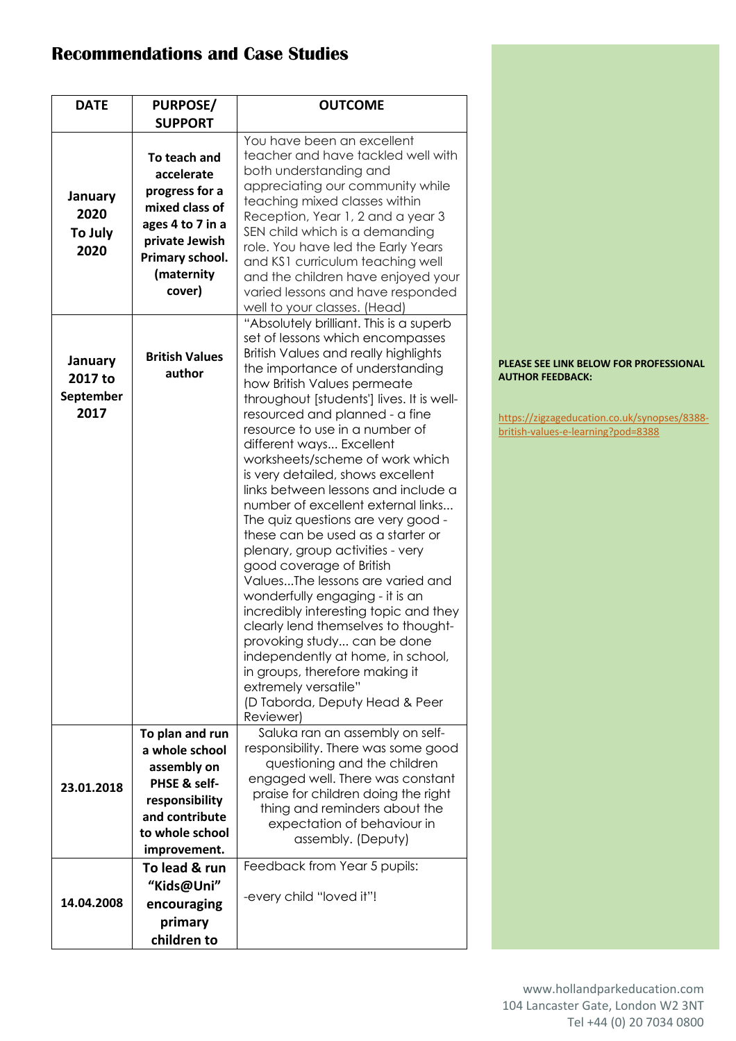## Recommendations and Case Studies

| DATE | PURPOSE/ SUPPORT | OUTCOME |
|---|---|---|
| **January 2020 To July 2020** | **To teach and accelerate progress for a mixed class of ages 4 to 7 in a private Jewish Primary school. (maternity cover)** | You have been an excellent teacher and have tackled well with both understanding and appreciating our community while teaching mixed classes within Reception, Year 1, 2 and a year 3 SEN child which is a demanding role. You have led the Early Years and KS1 curriculum teaching well and the children have enjoyed your varied lessons and have responded well to your classes. (Head) |
| **January 2017 to September 2017** | **British Values author** | "Absolutely brilliant. This is a superb set of lessons which encompasses British Values and really highlights the importance of understanding how British Values permeate throughout [students'] lives. It is well-resourced and planned - a fine resource to use in a number of different ways... Excellent worksheets/scheme of work which is very detailed, shows excellent links between lessons and include a number of excellent external links... The quiz questions are very good - these can be used as a starter or plenary, group activities - very good coverage of British Values...The lessons are varied and wonderfully engaging - it is an incredibly interesting topic and they clearly lend themselves to thought-provoking study... can be done independently at home, in school, in groups, therefore making it extremely versatile" (D Taborda, Deputy Head & Peer Reviewer) |
| **23.01.2018** | **To plan and run a whole school assembly on PHSE & self-responsibility and contribute to whole school improvement.** | Saluka ran an assembly on self-responsibility. There was some good questioning and the children engaged well. There was constant praise for children doing the right thing and reminders about the expectation of behaviour in assembly. (Deputy) |
| **14.04.2008** | **To lead & run "Kids@Uni" encouraging primary children to** | Feedback from Year 5 pupils: -every child "loved it"! |

**PLEASE SEE LINK BELOW FOR PROFESSIONAL AUTHOR FEEDBACK:**

https://zigzageducation.co.uk/synopses/8388-british-values-e-learning?pod=8388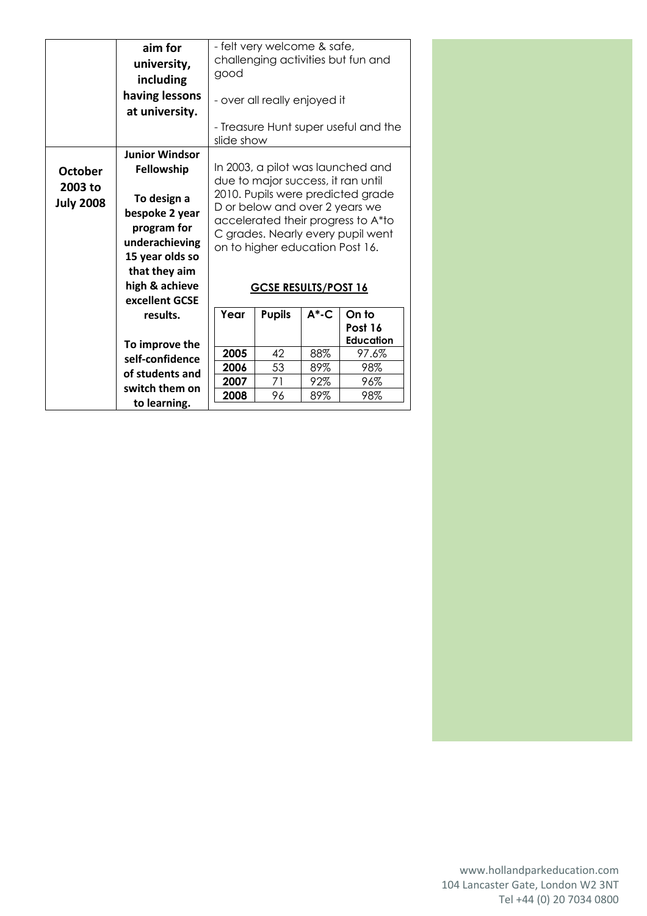| | | |
|---|---|---|
| | **aim for university, including having lessons at university.** | - felt very welcome & safe, challenging activities but fun and good<br><br>- over all really enjoyed it<br><br>- Treasure Hunt super useful and the slide show |
| **October 2003 to July 2008** | **Junior Windsor Fellowship**<br><br>**To design a bespoke 2 year program for underachieving 15 year olds so that they aim high & achieve excellent GCSE results.**<br><br>**To improve the self-confidence of students and switch them on to learning.** | In 2003, a pilot was launched and due to major success, it ran until 2010. Pupils were predicted grade D or below and over 2 years we accelerated their progress to A*to C grades. Nearly every pupil went on to higher education Post 16.<br><br>**GCSE RESULTS/POST 16** |

**GCSE RESULTS/POST 16**

| Year | Pupils | A*-C | On to Post 16 Education |
|---|---|---|---|
| **2005** | 42 | 88% | 97.6% |
| **2006** | 53 | 89% | 98% |
| **2007** | 71 | 92% | 96% |
| **2008** | 96 | 89% | 98% |

www.hollandparkeducation.com
104 Lancaster Gate, London W2 3NT
Tel +44 (0) 20 7034 0800